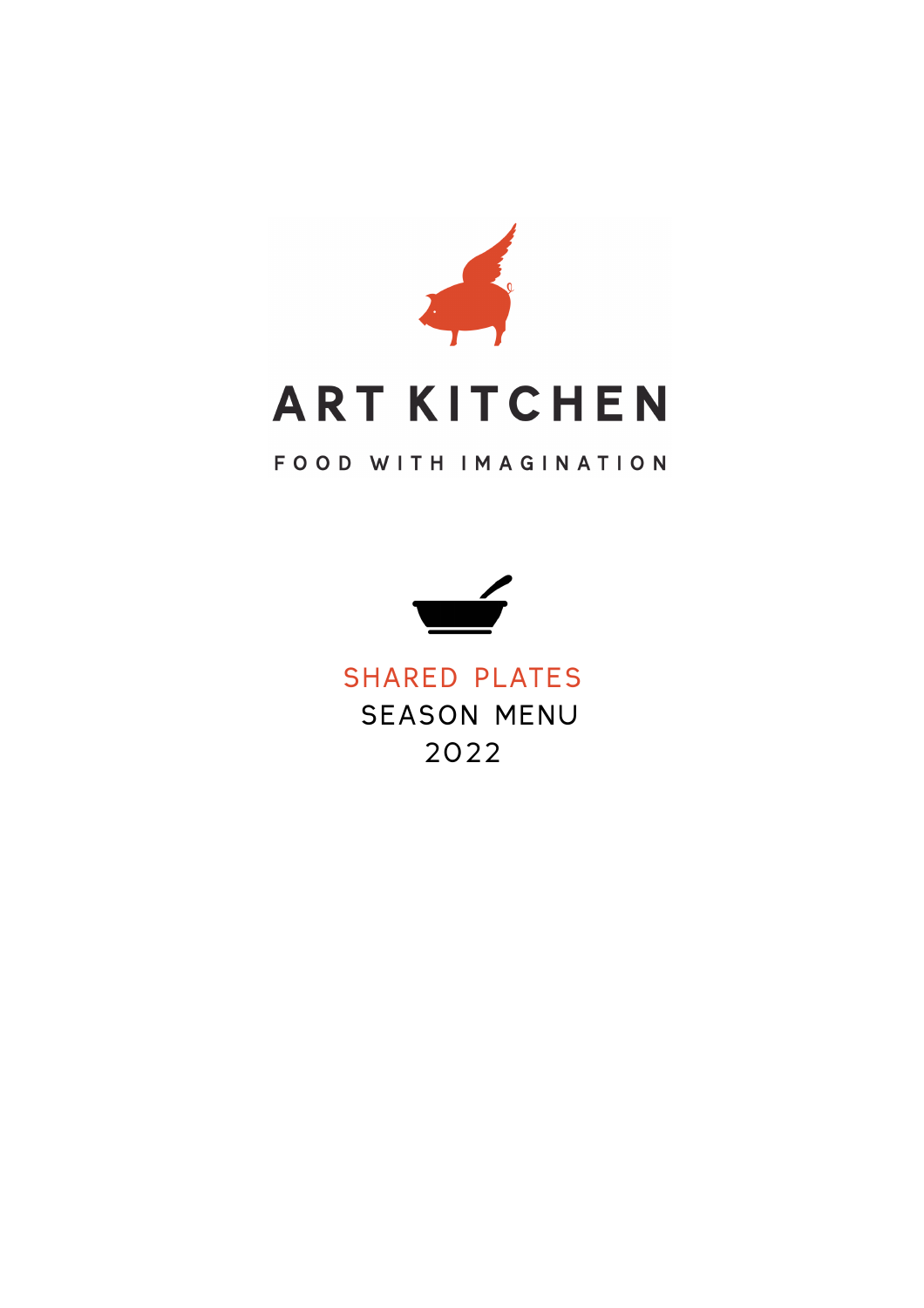# ART KITCHEN

FOOD WITH IMAGINATION

## SHARED PLATES

SEASON MENU

2022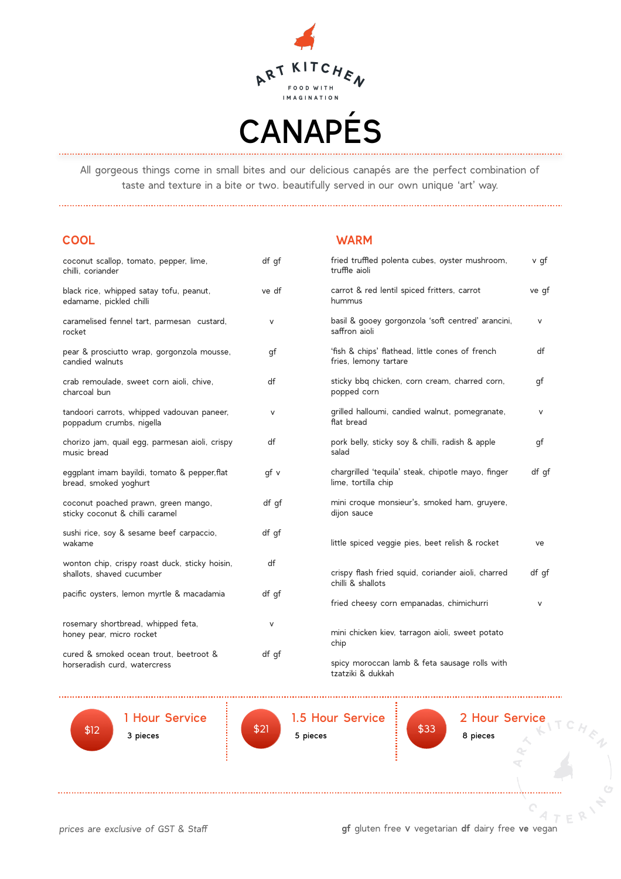ART KITCHEN

FOOD WITH IMAGINATION

# CANAPÉS

All gorgeous things come in small bites and our delicious canapés are the perfect combination of taste and texture in a bite or two. beautifully served in our own unique 'art' way.

## COOL

| | |
|---|---|
| coconut scallop, tomato, pepper, lime, chilli, coriander | df gf |
| black rice, whipped satay tofu, peanut, edamame, pickled chilli | ve df |
| caramelised fennel tart, parmesan custard, rocket | v |
| pear & prosciutto wrap, gorgonzola mousse, candied walnuts | gf |
| crab remoulade, sweet corn aioli, chive, charcoal bun | df |
| tandoori carrots, whipped vadouvan paneer, poppadum crumbs, nigella | v |
| chorizo jam, quail egg, parmesan aioli, crispy music bread | df |
| eggplant imam bayildi, tomato & pepper,flat bread, smoked yoghurt | gf v |
| coconut poached prawn, green mango, sticky coconut & chilli caramel | df gf |
| sushi rice, soy & sesame beef carpaccio, wakame | df gf |
| wonton chip, crispy roast duck, sticky hoisin, shallots, shaved cucumber | df |
| pacific oysters, lemon myrtle & macadamia | df gf |
| rosemary shortbread, whipped feta, honey pear, micro rocket | v |
| cured & smoked ocean trout, beetroot & horseradish curd, watercress | df gf |

## WARM

| | |
|---|---|
| fried truffled polenta cubes, oyster mushroom, truffle aioli | v gf |
| carrot & red lentil spiced fritters, carrot hummus | ve gf |
| basil & gooey gorgonzola 'soft centred' arancini, saffron aioli | v |
| 'fish & chips' flathead, little cones of french fries, lemony tartare | df |
| sticky bbq chicken, corn cream, charred corn, popped corn | gf |
| grilled halloumi, candied walnut, pomegranate, flat bread | v |
| pork belly, sticky soy & chilli, radish & apple salad | gf |
| chargrilled 'tequila' steak, chipotle mayo, finger lime, tortilla chip | df gf |
| mini croque monsieur's, smoked ham, gruyere, dijon sauce | |
| little spiced veggie pies, beet relish & rocket | ve |
| crispy flash fried squid, coriander aioli, charred chilli & shallots | df gf |
| fried cheesy corn empanadas, chimichurri | v |
| mini chicken kiev, tarragon aioli, sweet potato chip | |
| spicy moroccan lamb & feta sausage rolls with tzatziki & dukkah | |

| Price | Service | Pieces |
|---|---|---|
| $12 | 1 Hour Service | 3 pieces |
| $21 | 1.5 Hour Service | 5 pieces |
| $33 | 2 Hour Service | 8 pieces |

*prices are exclusive of GST & Staff*

**gf** gluten free **v** vegetarian **df** dairy free **ve** vegan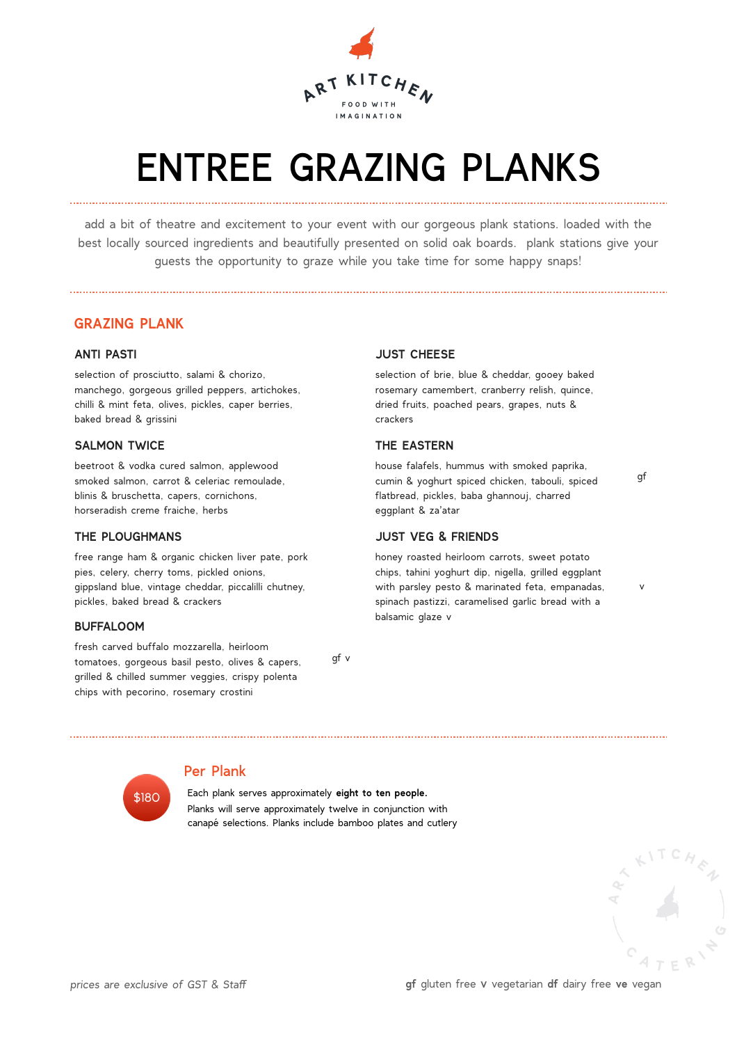ART KITCHEN

FOOD WITH IMAGINATION

# ENTREE GRAZING PLANKS

add a bit of theatre and excitement to your event with our gorgeous plank stations. loaded with the best locally sourced ingredients and beautifully presented on solid oak boards. plank stations give your guests the opportunity to graze while you take time for some happy snaps!

## GRAZING PLANK

### ANTI PASTI

selection of prosciutto, salami & chorizo, manchego, gorgeous grilled peppers, artichokes, chilli & mint feta, olives, pickles, caper berries, baked bread & grissini

### SALMON TWICE

beetroot & vodka cured salmon, applewood smoked salmon, carrot & celeriac remoulade, blinis & bruschetta, capers, cornichons, horseradish creme fraiche, herbs

### THE PLOUGHMANS

free range ham & organic chicken liver pate, pork pies, celery, cherry toms, pickled onions, gippsland blue, vintage cheddar, piccalilli chutney, pickles, baked bread & crackers

### BUFFALOOM

fresh carved buffalo mozzarella, heirloom tomatoes, gorgeous basil pesto, olives & capers, grilled & chilled summer veggies, crispy polenta chips with pecorino, rosemary crostini gf v

### JUST CHEESE

selection of brie, blue & cheddar, gooey baked rosemary camembert, cranberry relish, quince, dried fruits, poached pears, grapes, nuts & crackers

### THE EASTERN

house falafels, hummus with smoked paprika, cumin & yoghurt spiced chicken, tabouli, spiced flatbread, pickles, baba ghannouj, charred eggplant & za'atar gf

### JUST VEG & FRIENDS

honey roasted heirloom carrots, sweet potato chips, tahini yoghurt dip, nigella, grilled eggplant with parsley pesto & marinated feta, empanadas, spinach pastizzi, caramelised garlic bread with a balsamic glaze v v

## Per Plank

$180

Each plank serves approximately **eight to ten people.**
Planks will serve approximately twelve in conjunction with canapé selections. Planks include bamboo plates and cutlery

*prices are exclusive of GST & Staff*

**gf** gluten free **v** vegetarian **df** dairy free **ve** vegan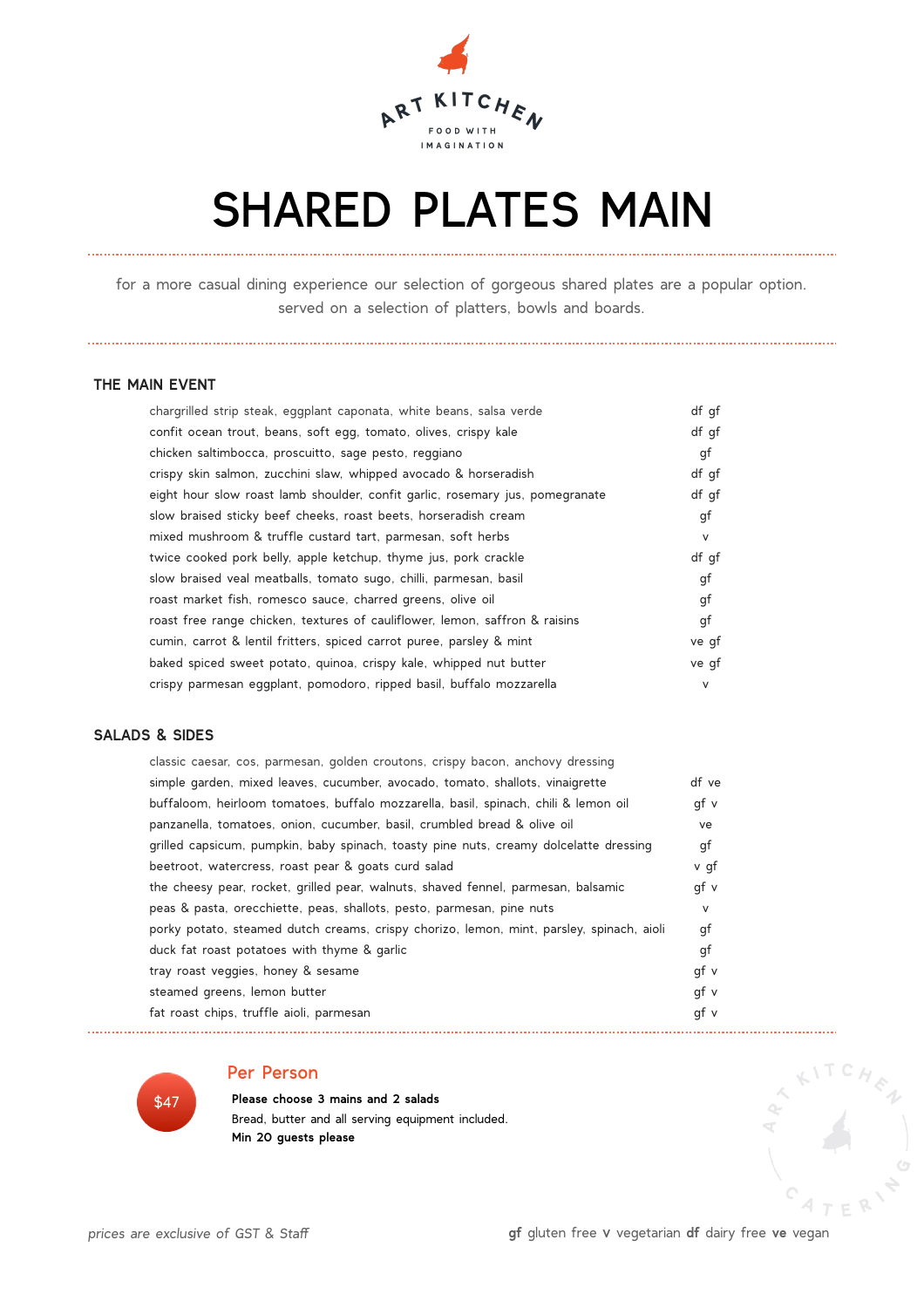ART KITCHEN
FOOD WITH IMAGINATION

# SHARED PLATES MAIN

for a more casual dining experience our selection of gorgeous shared plates are a popular option. served on a selection of platters, bowls and boards.

## THE MAIN EVENT

| | |
|---|---|
| chargrilled strip steak, eggplant caponata, white beans, salsa verde | df gf |
| confit ocean trout, beans, soft egg, tomato, olives, crispy kale | df gf |
| chicken saltimbocca, proscuitto, sage pesto, reggiano | gf |
| crispy skin salmon, zucchini slaw, whipped avocado & horseradish | df gf |
| eight hour slow roast lamb shoulder, confit garlic, rosemary jus, pomegranate | df gf |
| slow braised sticky beef cheeks, roast beets, horseradish cream | gf |
| mixed mushroom & truffle custard tart, parmesan, soft herbs | v |
| twice cooked pork belly, apple ketchup, thyme jus, pork crackle | df gf |
| slow braised veal meatballs, tomato sugo, chilli, parmesan, basil | gf |
| roast market fish, romesco sauce, charred greens, olive oil | gf |
| roast free range chicken, textures of cauliflower, lemon, saffron & raisins | gf |
| cumin, carrot & lentil fritters, spiced carrot puree, parsley & mint | ve gf |
| baked spiced sweet potato, quinoa, crispy kale, whipped nut butter | ve gf |
| crispy parmesan eggplant, pomodoro, ripped basil, buffalo mozzarella | v |

## SALADS & SIDES

| | |
|---|---|
| classic caesar, cos, parmesan, golden croutons, crispy bacon, anchovy dressing | |
| simple garden, mixed leaves, cucumber, avocado, tomato, shallots, vinaigrette | df ve |
| buffaloom, heirloom tomatoes, buffalo mozzarella, basil, spinach, chili & lemon oil | gf v |
| panzanella, tomatoes, onion, cucumber, basil, crumbled bread & olive oil | ve |
| grilled capsicum, pumpkin, baby spinach, toasty pine nuts, creamy dolcelatte dressing | gf |
| beetroot, watercress, roast pear & goats curd salad | v gf |
| the cheesy pear, rocket, grilled pear, walnuts, shaved fennel, parmesan, balsamic | gf v |
| peas & pasta, orecchiette, peas, shallots, pesto, parmesan, pine nuts | v |
| porky potato, steamed dutch creams, crispy chorizo, lemon, mint, parsley, spinach, aioli | gf |
| duck fat roast potatoes with thyme & garlic | gf |
| tray roast veggies, honey & sesame | gf v |
| steamed greens, lemon butter | gf v |
| fat roast chips, truffle aioli, parmesan | gf v |

$47

### Per Person

**Please choose 3 mains and 2 salads**
Bread, butter and all serving equipment included.
**Min 20 guests please**

ART KITCHEN CATERING

*prices are exclusive of GST & Staff*

**gf** gluten free **v** vegetarian **df** dairy free **ve** vegan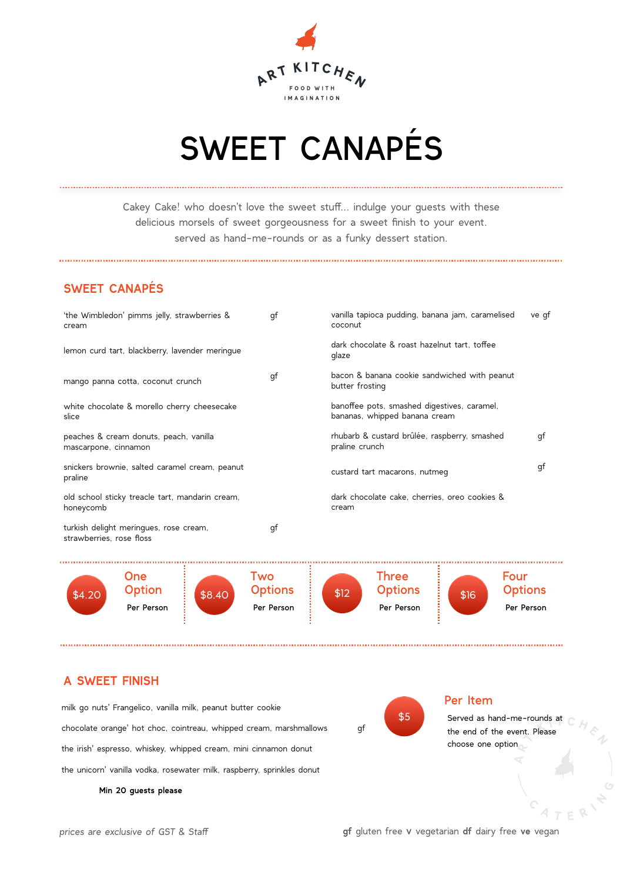ART KITCHEN

FOOD WITH IMAGINATION

# SWEET CANAPÉS

Cakey Cake! who doesn't love the sweet stuff… indulge your guests with these delicious morsels of sweet gorgeousness for a sweet finish to your event. served as hand-me-rounds or as a funky dessert station.

## SWEET CANAPÉS

- 'the Wimbledon' pimms jelly, strawberries & cream — gf
- lemon curd tart, blackberry, lavender meringue
- mango panna cotta, coconut crunch — gf
- white chocolate & morello cherry cheesecake slice
- peaches & cream donuts, peach, vanilla mascarpone, cinnamon
- snickers brownie, salted caramel cream, peanut praline
- old school sticky treacle tart, mandarin cream, honeycomb
- turkish delight meringues, rose cream, strawberries, rose floss — gf
- vanilla tapioca pudding, banana jam, caramelised coconut — ve gf
- dark chocolate & roast hazelnut tart, toffee glaze
- bacon & banana cookie sandwiched with peanut butter frosting
- banoffee pots, smashed digestives, caramel, bananas, whipped banana cream
- rhubarb & custard brûlée, raspberry, smashed praline crunch — gf
- custard tart macarons, nutmeg — gf
- dark chocolate cake, cherries, oreo cookies & cream

| Price | Options |
|---|---|
| $4.20 | One Option Per Person |
| $8.40 | Two Options Per Person |
| $12 | Three Options Per Person |
| $16 | Four Options Per Person |

## A SWEET FINISH

- milk go nuts' Frangelico, vanilla milk, peanut butter cookie
- chocolate orange' hot choc, cointreau, whipped cream, marshmallows — gf
- the irish' espresso, whiskey, whipped cream, mini cinnamon donut
- the unicorn' vanilla vodka, rosewater milk, raspberry, sprinkles donut

**Min 20 guests please**

**$5 Per Item**

Served as hand-me-rounds at the end of the event. Please choose one option

*prices are exclusive of GST & Staff*

**gf** gluten free **v** vegetarian **df** dairy free **ve** vegan